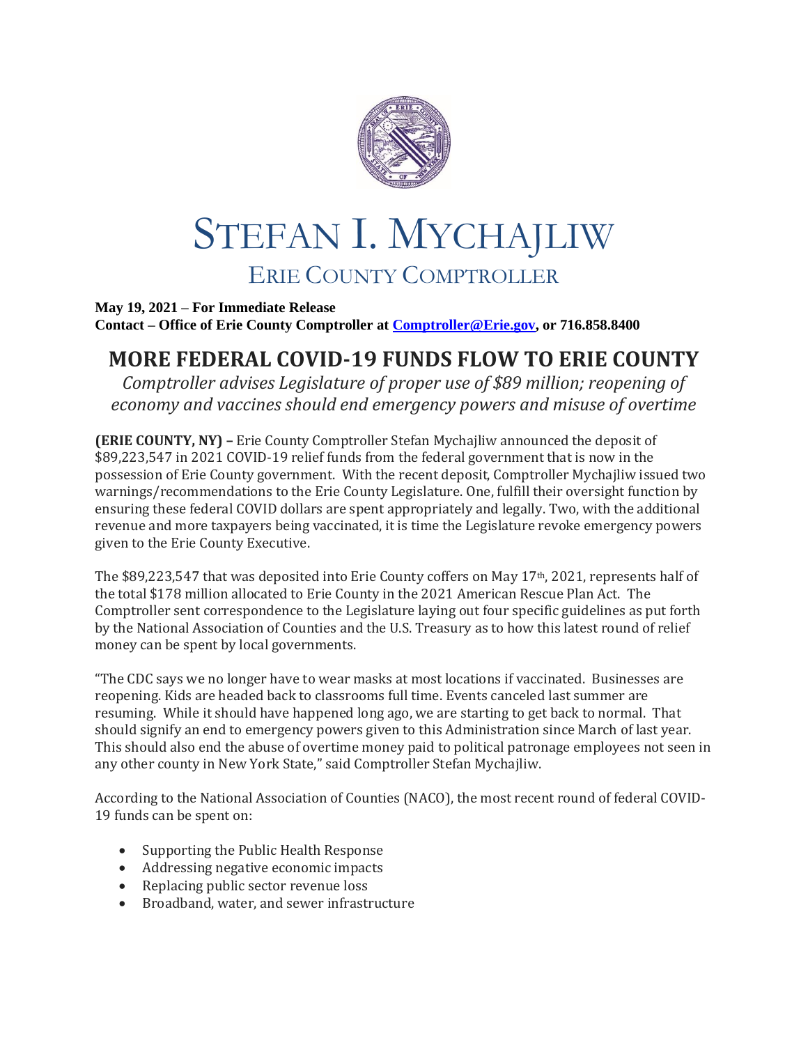# STEFAN I. MYCHAJLIW

## ERIE COUNTY COMPTROLLER

**May 19, 2021 – For Immediate Release**
**Contact – Office of Erie County Comptroller at [Comptroller@Erie.gov](mailto:Comptroller@Erie.gov), or 716.858.8400**

# MORE FEDERAL COVID-19 FUNDS FLOW TO ERIE COUNTY

*Comptroller advises Legislature of proper use of $89 million; reopening of economy and vaccines should end emergency powers and misuse of overtime*

**(ERIE COUNTY, NY) –** Erie County Comptroller Stefan Mychajliw announced the deposit of $89,223,547 in 2021 COVID-19 relief funds from the federal government that is now in the possession of Erie County government. With the recent deposit, Comptroller Mychajliw issued two warnings/recommendations to the Erie County Legislature. One, fulfill their oversight function by ensuring these federal COVID dollars are spent appropriately and legally. Two, with the additional revenue and more taxpayers being vaccinated, it is time the Legislature revoke emergency powers given to the Erie County Executive.

The $89,223,547 that was deposited into Erie County coffers on May 17th, 2021, represents half of the total $178 million allocated to Erie County in the 2021 American Rescue Plan Act. The Comptroller sent correspondence to the Legislature laying out four specific guidelines as put forth by the National Association of Counties and the U.S. Treasury as to how this latest round of relief money can be spent by local governments.

"The CDC says we no longer have to wear masks at most locations if vaccinated. Businesses are reopening. Kids are headed back to classrooms full time. Events canceled last summer are resuming. While it should have happened long ago, we are starting to get back to normal. That should signify an end to emergency powers given to this Administration since March of last year. This should also end the abuse of overtime money paid to political patronage employees not seen in any other county in New York State," said Comptroller Stefan Mychajliw.

According to the National Association of Counties (NACO), the most recent round of federal COVID-19 funds can be spent on:

- Supporting the Public Health Response
- Addressing negative economic impacts
- Replacing public sector revenue loss
- Broadband, water, and sewer infrastructure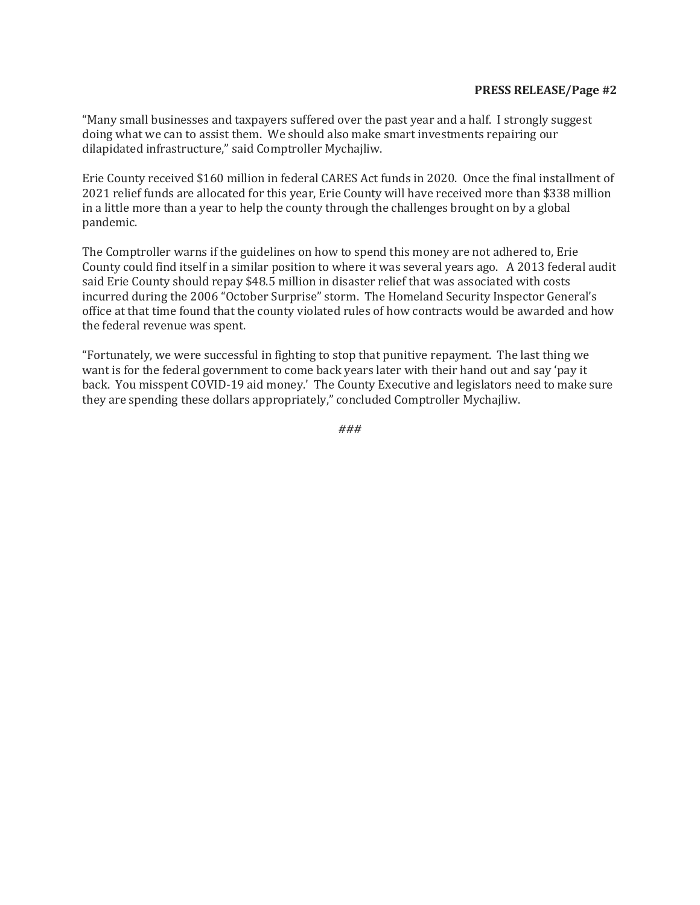"Many small businesses and taxpayers suffered over the past year and a half. I strongly suggest doing what we can to assist them. We should also make smart investments repairing our dilapidated infrastructure," said Comptroller Mychajliw.

Erie County received $160 million in federal CARES Act funds in 2020. Once the final installment of 2021 relief funds are allocated for this year, Erie County will have received more than $338 million in a little more than a year to help the county through the challenges brought on by a global pandemic.

The Comptroller warns if the guidelines on how to spend this money are not adhered to, Erie County could find itself in a similar position to where it was several years ago. A 2013 federal audit said Erie County should repay $48.5 million in disaster relief that was associated with costs incurred during the 2006 "October Surprise" storm. The Homeland Security Inspector General's office at that time found that the county violated rules of how contracts would be awarded and how the federal revenue was spent.

"Fortunately, we were successful in fighting to stop that punitive repayment. The last thing we want is for the federal government to come back years later with their hand out and say 'pay it back. You misspent COVID-19 aid money.' The County Executive and legislators need to make sure they are spending these dollars appropriately," concluded Comptroller Mychajliw.

###